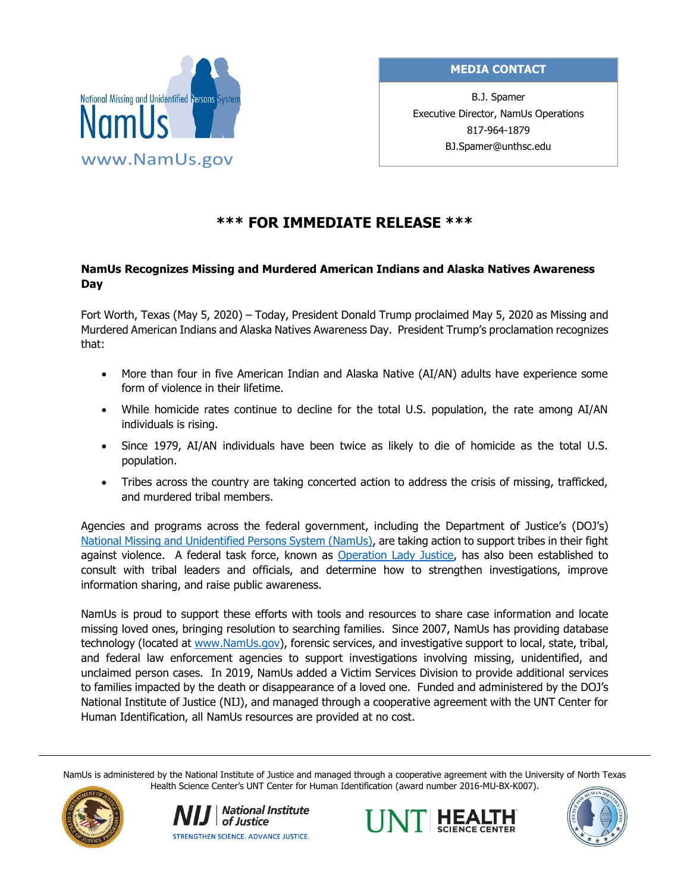National Missing and Unidentified Persons System

NamUs

www.NamUs.gov

**MEDIA CONTACT**

B.J. Spamer
Executive Director, NamUs Operations
817-964-1879
BJ.Spamer@unthsc.edu

## \*\*\* FOR IMMEDIATE RELEASE \*\*\*

**NamUs Recognizes Missing and Murdered American Indians and Alaska Natives Awareness Day**

Fort Worth, Texas (May 5, 2020) – Today, President Donald Trump proclaimed May 5, 2020 as Missing and Murdered American Indians and Alaska Natives Awareness Day. President Trump's proclamation recognizes that:

- More than four in five American Indian and Alaska Native (AI/AN) adults have experience some form of violence in their lifetime.
- While homicide rates continue to decline for the total U.S. population, the rate among AI/AN individuals is rising.
- Since 1979, AI/AN individuals have been twice as likely to die of homicide as the total U.S. population.
- Tribes across the country are taking concerted action to address the crisis of missing, trafficked, and murdered tribal members.

Agencies and programs across the federal government, including the Department of Justice's (DOJ's) [National Missing and Unidentified Persons System (NamUs)](), are taking action to support tribes in their fight against violence. A federal task force, known as [Operation Lady Justice](), has also been established to consult with tribal leaders and officials, and determine how to strengthen investigations, improve information sharing, and raise public awareness.

NamUs is proud to support these efforts with tools and resources to share case information and locate missing loved ones, bringing resolution to searching families. Since 2007, NamUs has providing database technology (located at [www.NamUs.gov]()), forensic services, and investigative support to local, state, tribal, and federal law enforcement agencies to support investigations involving missing, unidentified, and unclaimed person cases. In 2019, NamUs added a Victim Services Division to provide additional services to families impacted by the death or disappearance of a loved one. Funded and administered by the DOJ's National Institute of Justice (NIJ), and managed through a cooperative agreement with the UNT Center for Human Identification, all NamUs resources are provided at no cost.

---

NamUs is administered by the National Institute of Justice and managed through a cooperative agreement with the University of North Texas Health Science Center's UNT Center for Human Identification (award number 2016-MU-BX-K007).

NIJ | National Institute of Justice — STRENGTHEN SCIENCE. ADVANCE JUSTICE.

UNT | HEALTH SCIENCE CENTER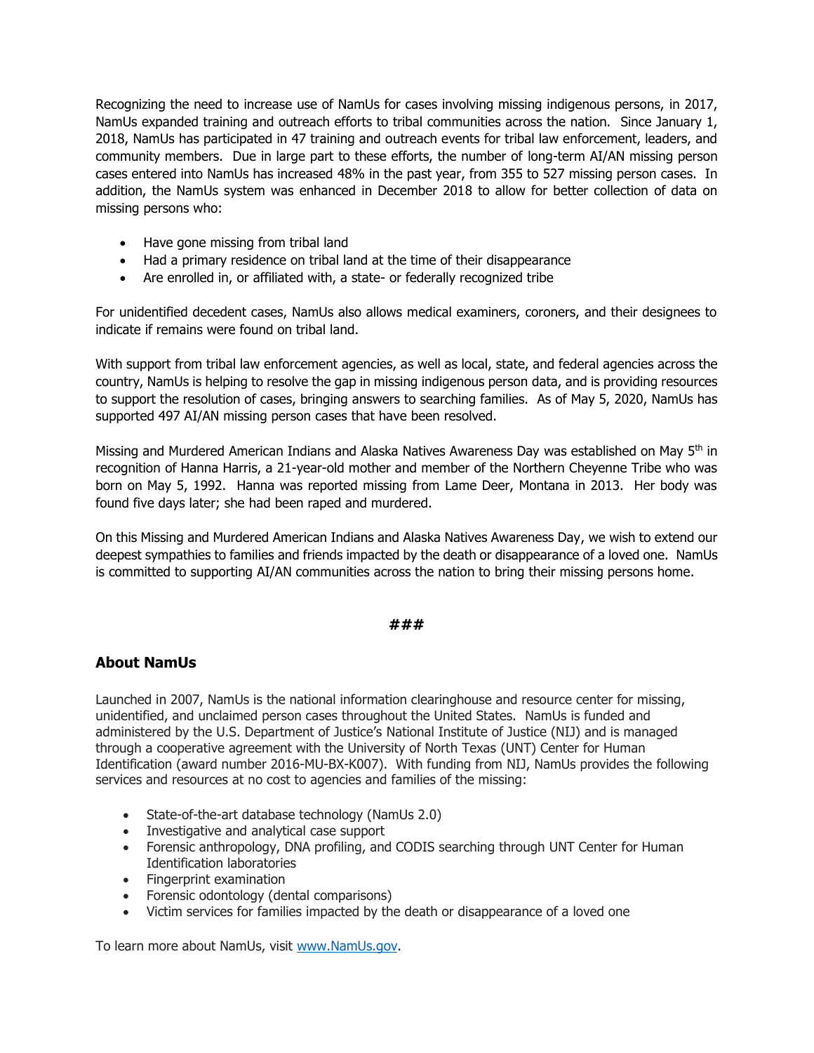Recognizing the need to increase use of NamUs for cases involving missing indigenous persons, in 2017, NamUs expanded training and outreach efforts to tribal communities across the nation. Since January 1, 2018, NamUs has participated in 47 training and outreach events for tribal law enforcement, leaders, and community members. Due in large part to these efforts, the number of long-term AI/AN missing person cases entered into NamUs has increased 48% in the past year, from 355 to 527 missing person cases. In addition, the NamUs system was enhanced in December 2018 to allow for better collection of data on missing persons who:

- Have gone missing from tribal land
- Had a primary residence on tribal land at the time of their disappearance
- Are enrolled in, or affiliated with, a state- or federally recognized tribe

For unidentified decedent cases, NamUs also allows medical examiners, coroners, and their designees to indicate if remains were found on tribal land.

With support from tribal law enforcement agencies, as well as local, state, and federal agencies across the country, NamUs is helping to resolve the gap in missing indigenous person data, and is providing resources to support the resolution of cases, bringing answers to searching families. As of May 5, 2020, NamUs has supported 497 AI/AN missing person cases that have been resolved.

Missing and Murdered American Indians and Alaska Natives Awareness Day was established on May 5th in recognition of Hanna Harris, a 21-year-old mother and member of the Northern Cheyenne Tribe who was born on May 5, 1992. Hanna was reported missing from Lame Deer, Montana in 2013. Her body was found five days later; she had been raped and murdered.

On this Missing and Murdered American Indians and Alaska Natives Awareness Day, we wish to extend our deepest sympathies to families and friends impacted by the death or disappearance of a loved one. NamUs is committed to supporting AI/AN communities across the nation to bring their missing persons home.

**###**

## About NamUs

Launched in 2007, NamUs is the national information clearinghouse and resource center for missing, unidentified, and unclaimed person cases throughout the United States. NamUs is funded and administered by the U.S. Department of Justice's National Institute of Justice (NIJ) and is managed through a cooperative agreement with the University of North Texas (UNT) Center for Human Identification (award number 2016-MU-BX-K007). With funding from NIJ, NamUs provides the following services and resources at no cost to agencies and families of the missing:

- State-of-the-art database technology (NamUs 2.0)
- Investigative and analytical case support
- Forensic anthropology, DNA profiling, and CODIS searching through UNT Center for Human Identification laboratories
- Fingerprint examination
- Forensic odontology (dental comparisons)
- Victim services for families impacted by the death or disappearance of a loved one

To learn more about NamUs, visit [www.NamUs.gov](www.NamUs.gov).